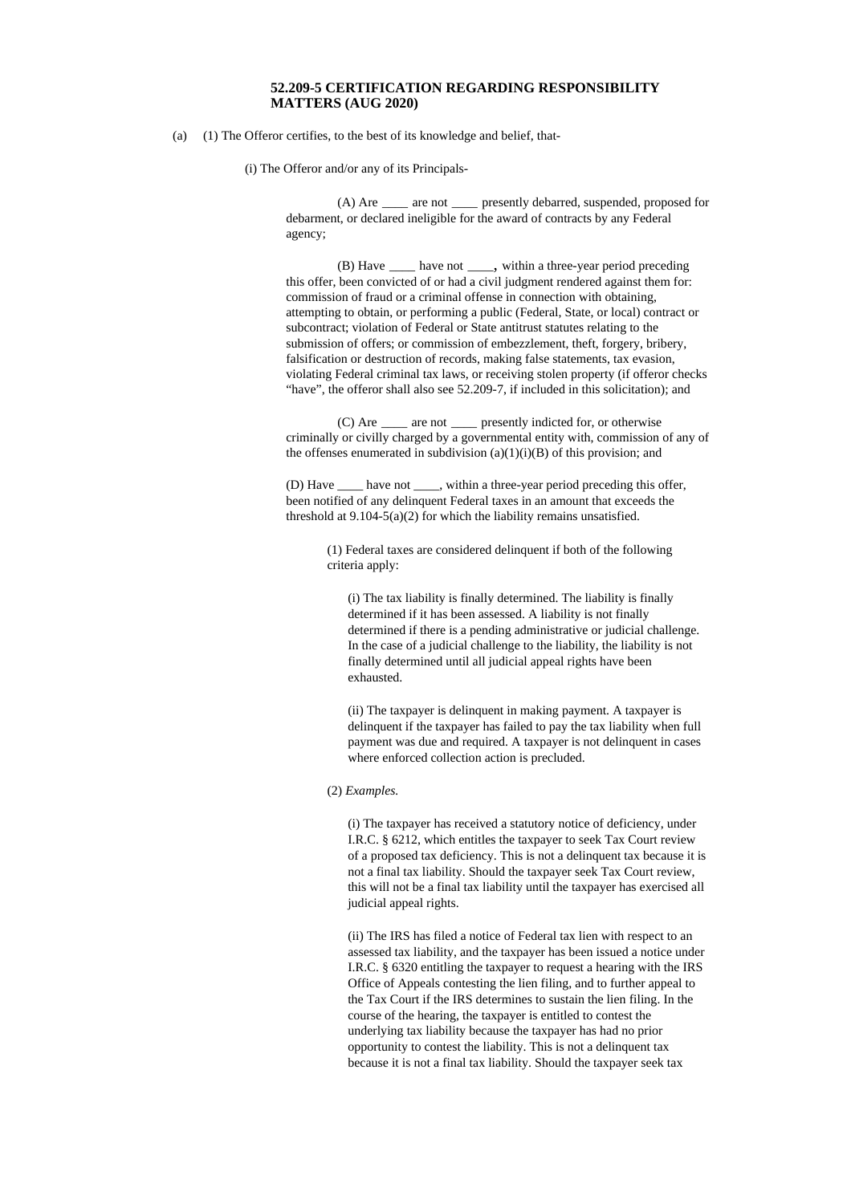**52.209-5 CERTIFICATION REGARDING RESPONSIBILITY MATTERS (AUG 2020)**

(a) (1) The Offeror certifies, to the best of its knowledge and belief, that-

(i) The Offeror and/or any of its Principals-

(A) Are ____ are not ____ presently debarred, suspended, proposed for debarment, or declared ineligible for the award of contracts by any Federal agency;

(B) Have ____ have not ____**,** within a three-year period preceding this offer, been convicted of or had a civil judgment rendered against them for: commission of fraud or a criminal offense in connection with obtaining, attempting to obtain, or performing a public (Federal, State, or local) contract or subcontract; violation of Federal or State antitrust statutes relating to the submission of offers; or commission of embezzlement, theft, forgery, bribery, falsification or destruction of records, making false statements, tax evasion, violating Federal criminal tax laws, or receiving stolen property (if offeror checks "have", the offeror shall also see 52.209-7, if included in this solicitation); and

(C) Are ____ are not ____ presently indicted for, or otherwise criminally or civilly charged by a governmental entity with, commission of any of the offenses enumerated in subdivision (a)(1)(i)(B) of this provision; and

(D) Have ____ have not ____, within a three-year period preceding this offer, been notified of any delinquent Federal taxes in an amount that exceeds the threshold at 9.104-5(a)(2) for which the liability remains unsatisfied.

(1) Federal taxes are considered delinquent if both of the following criteria apply:

(i) The tax liability is finally determined. The liability is finally determined if it has been assessed. A liability is not finally determined if there is a pending administrative or judicial challenge. In the case of a judicial challenge to the liability, the liability is not finally determined until all judicial appeal rights have been exhausted.

(ii) The taxpayer is delinquent in making payment. A taxpayer is delinquent if the taxpayer has failed to pay the tax liability when full payment was due and required. A taxpayer is not delinquent in cases where enforced collection action is precluded.

(2) *Examples.*

(i) The taxpayer has received a statutory notice of deficiency, under I.R.C. § 6212, which entitles the taxpayer to seek Tax Court review of a proposed tax deficiency. This is not a delinquent tax because it is not a final tax liability. Should the taxpayer seek Tax Court review, this will not be a final tax liability until the taxpayer has exercised all judicial appeal rights.

(ii) The IRS has filed a notice of Federal tax lien with respect to an assessed tax liability, and the taxpayer has been issued a notice under I.R.C. § 6320 entitling the taxpayer to request a hearing with the IRS Office of Appeals contesting the lien filing, and to further appeal to the Tax Court if the IRS determines to sustain the lien filing. In the course of the hearing, the taxpayer is entitled to contest the underlying tax liability because the taxpayer has had no prior opportunity to contest the liability. This is not a delinquent tax because it is not a final tax liability. Should the taxpayer seek tax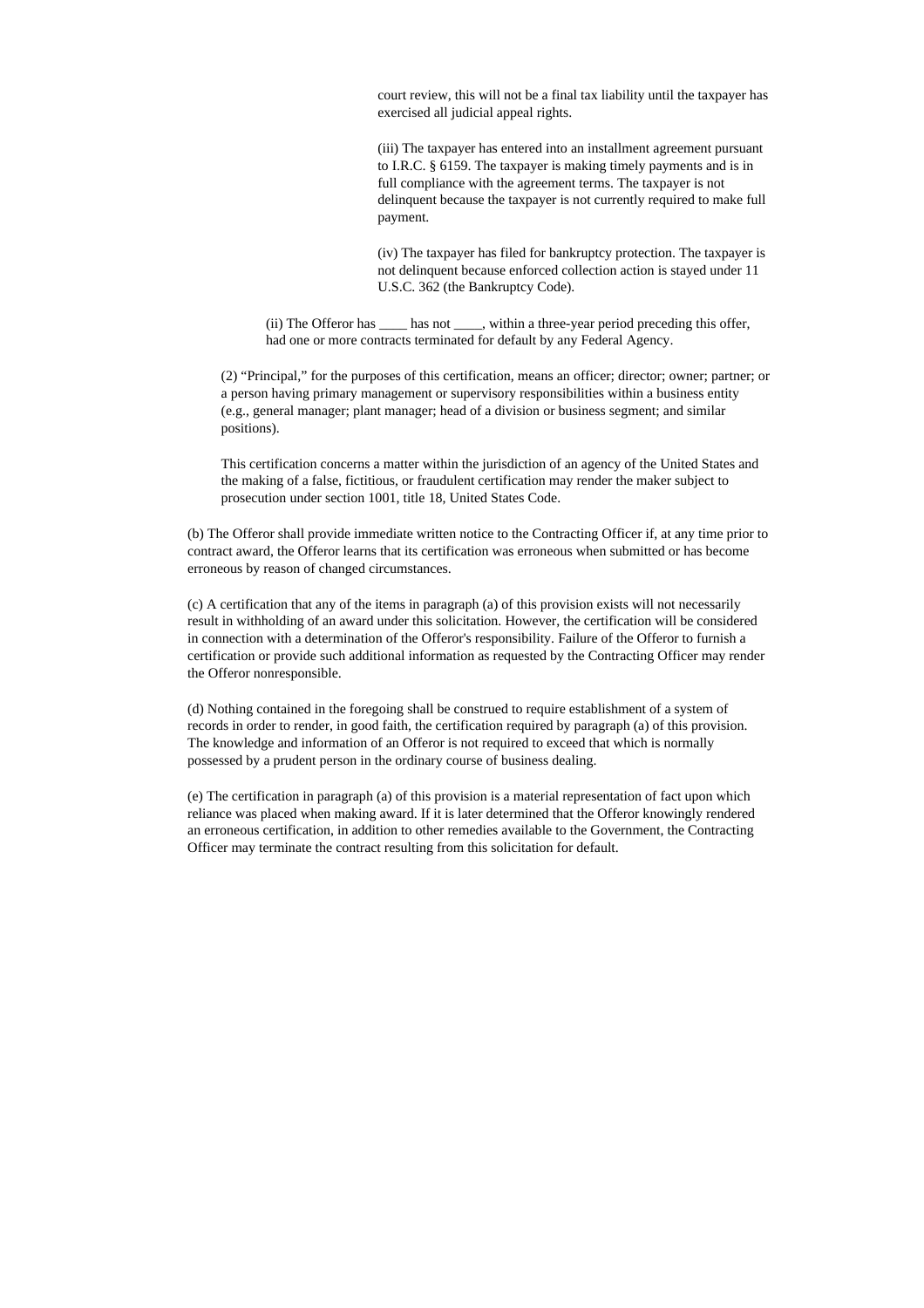court review, this will not be a final tax liability until the taxpayer has exercised all judicial appeal rights.

(iii) The taxpayer has entered into an installment agreement pursuant to I.R.C. § 6159. The taxpayer is making timely payments and is in full compliance with the agreement terms. The taxpayer is not delinquent because the taxpayer is not currently required to make full payment.

(iv) The taxpayer has filed for bankruptcy protection. The taxpayer is not delinquent because enforced collection action is stayed under 11 U.S.C. 362 (the Bankruptcy Code).

(ii) The Offeror has ____ has not ____, within a three-year period preceding this offer, had one or more contracts terminated for default by any Federal Agency.

(2) "Principal," for the purposes of this certification, means an officer; director; owner; partner; or a person having primary management or supervisory responsibilities within a business entity (e.g., general manager; plant manager; head of a division or business segment; and similar positions).

This certification concerns a matter within the jurisdiction of an agency of the United States and the making of a false, fictitious, or fraudulent certification may render the maker subject to prosecution under section 1001, title 18, United States Code.

(b) The Offeror shall provide immediate written notice to the Contracting Officer if, at any time prior to contract award, the Offeror learns that its certification was erroneous when submitted or has become erroneous by reason of changed circumstances.

(c) A certification that any of the items in paragraph (a) of this provision exists will not necessarily result in withholding of an award under this solicitation. However, the certification will be considered in connection with a determination of the Offeror's responsibility. Failure of the Offeror to furnish a certification or provide such additional information as requested by the Contracting Officer may render the Offeror nonresponsible.

(d) Nothing contained in the foregoing shall be construed to require establishment of a system of records in order to render, in good faith, the certification required by paragraph (a) of this provision. The knowledge and information of an Offeror is not required to exceed that which is normally possessed by a prudent person in the ordinary course of business dealing.

(e) The certification in paragraph (a) of this provision is a material representation of fact upon which reliance was placed when making award. If it is later determined that the Offeror knowingly rendered an erroneous certification, in addition to other remedies available to the Government, the Contracting Officer may terminate the contract resulting from this solicitation for default.